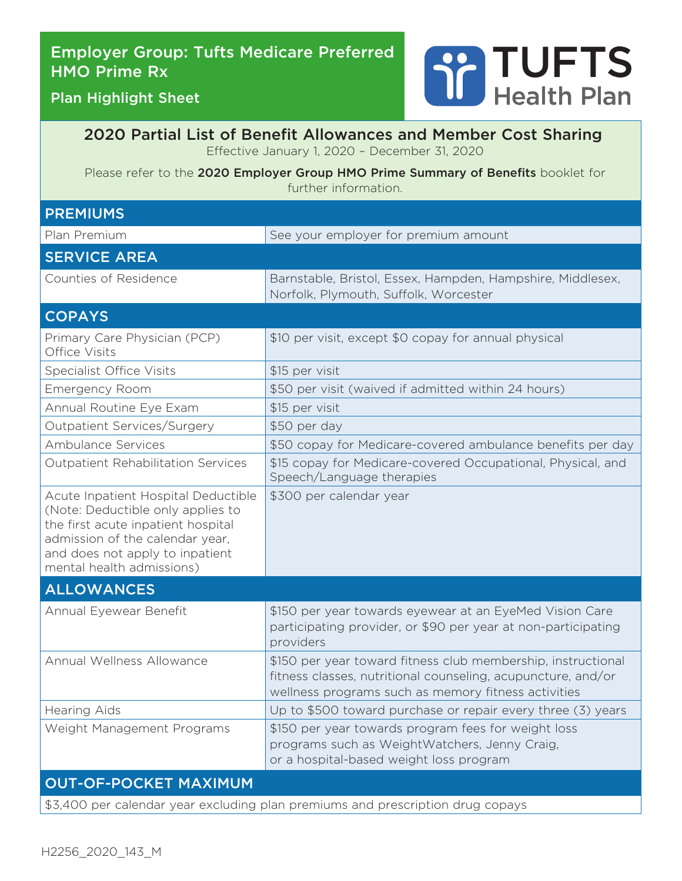# Employer Group: Tufts Medicare Preferred HMO Prime Rx

## Plan Highlight Sheet

TUFTS Health Plan

## 2020 Partial List of Benefit Allowances and Member Cost Sharing

Effective January 1, 2020 – December 31, 2020

Please refer to the **2020 Employer Group HMO Prime Summary of Benefits** booklet for further information.

| PREMIUMS | |
|---|---|
| Plan Premium | See your employer for premium amount |
| **SERVICE AREA** | |
| Counties of Residence | Barnstable, Bristol, Essex, Hampden, Hampshire, Middlesex, Norfolk, Plymouth, Suffolk, Worcester |
| **COPAYS** | |
| Primary Care Physician (PCP) Office Visits | $10 per visit, except $0 copay for annual physical |
| Specialist Office Visits | $15 per visit |
| Emergency Room | $50 per visit (waived if admitted within 24 hours) |
| Annual Routine Eye Exam | $15 per visit |
| Outpatient Services/Surgery | $50 per day |
| Ambulance Services | $50 copay for Medicare-covered ambulance benefits per day |
| Outpatient Rehabilitation Services | $15 copay for Medicare-covered Occupational, Physical, and Speech/Language therapies |
| Acute Inpatient Hospital Deductible (Note: Deductible only applies to the first acute inpatient hospital admission of the calendar year, and does not apply to inpatient mental health admissions) | $300 per calendar year |
| **ALLOWANCES** | |
| Annual Eyewear Benefit | $150 per year towards eyewear at an EyeMed Vision Care participating provider, or $90 per year at non-participating providers |
| Annual Wellness Allowance | $150 per year toward fitness club membership, instructional fitness classes, nutritional counseling, acupuncture, and/or wellness programs such as memory fitness activities |
| Hearing Aids | Up to $500 toward purchase or repair every three (3) years |
| Weight Management Programs | $150 per year towards program fees for weight loss programs such as WeightWatchers, Jenny Craig, or a hospital-based weight loss program |
| **OUT-OF-POCKET MAXIMUM** | |
| $3,400 per calendar year excluding plan premiums and prescription drug copays | |

H2256_2020_143_M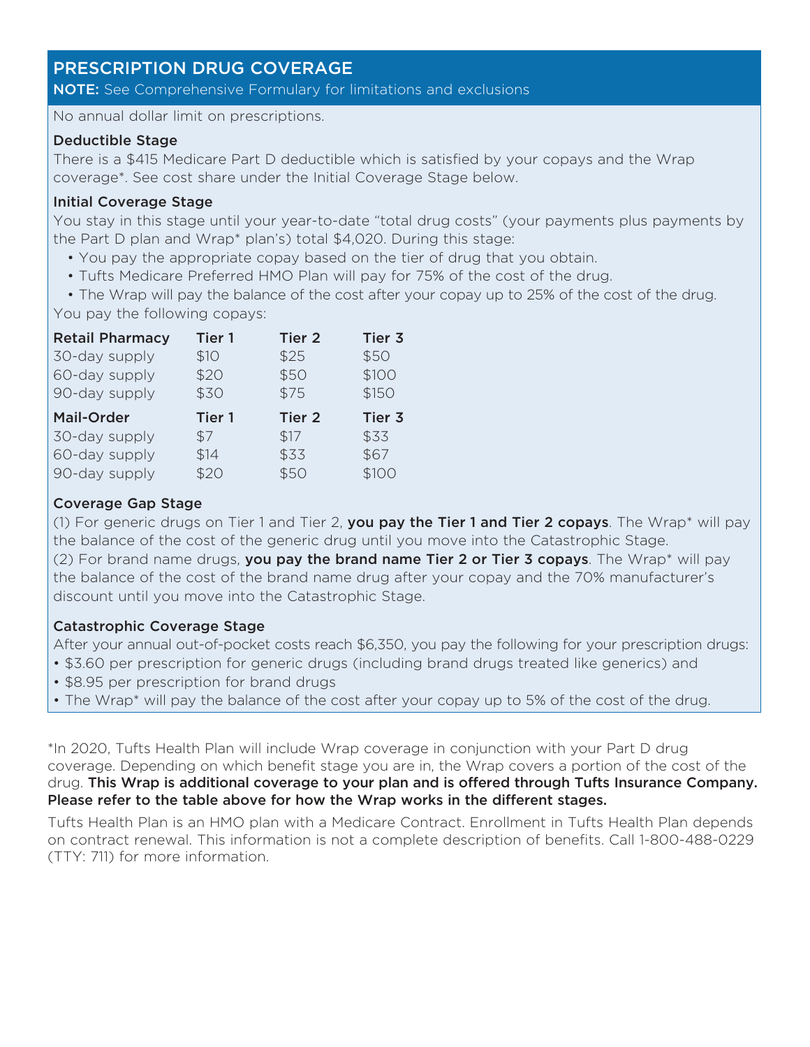## PRESCRIPTION DRUG COVERAGE

**NOTE:** See Comprehensive Formulary for limitations and exclusions

No annual dollar limit on prescriptions.

### Deductible Stage

There is a $415 Medicare Part D deductible which is satisfied by your copays and the Wrap coverage*. See cost share under the Initial Coverage Stage below.

### Initial Coverage Stage

You stay in this stage until your year-to-date "total drug costs" (your payments plus payments by the Part D plan and Wrap* plan's) total $4,020. During this stage:

- You pay the appropriate copay based on the tier of drug that you obtain.
- Tufts Medicare Preferred HMO Plan will pay for 75% of the cost of the drug.
- The Wrap will pay the balance of the cost after your copay up to 25% of the cost of the drug.

You pay the following copays:

| Retail Pharmacy | Tier 1 | Tier 2 | Tier 3 |
|---|---|---|---|
| 30-day supply | $10 | $25 | $50 |
| 60-day supply | $20 | $50 | $100 |
| 90-day supply | $30 | $75 | $150 |
| **Mail-Order** | **Tier 1** | **Tier 2** | **Tier 3** |
| 30-day supply | $7 | $17 | $33 |
| 60-day supply | $14 | $33 | $67 |
| 90-day supply | $20 | $50 | $100 |

### Coverage Gap Stage

(1) For generic drugs on Tier 1 and Tier 2, **you pay the Tier 1 and Tier 2 copays**. The Wrap* will pay the balance of the cost of the generic drug until you move into the Catastrophic Stage.
(2) For brand name drugs, **you pay the brand name Tier 2 or Tier 3 copays**. The Wrap* will pay the balance of the cost of the brand name drug after your copay and the 70% manufacturer's discount until you move into the Catastrophic Stage.

### Catastrophic Coverage Stage

After your annual out-of-pocket costs reach $6,350, you pay the following for your prescription drugs:

- $3.60 per prescription for generic drugs (including brand drugs treated like generics) and
- $8.95 per prescription for brand drugs
- The Wrap* will pay the balance of the cost after your copay up to 5% of the cost of the drug.

*In 2020, Tufts Health Plan will include Wrap coverage in conjunction with your Part D drug coverage. Depending on which benefit stage you are in, the Wrap covers a portion of the cost of the drug. **This Wrap is additional coverage to your plan and is offered through Tufts Insurance Company. Please refer to the table above for how the Wrap works in the different stages.**

Tufts Health Plan is an HMO plan with a Medicare Contract. Enrollment in Tufts Health Plan depends on contract renewal. This information is not a complete description of benefits. Call 1-800-488-0229 (TTY: 711) for more information.